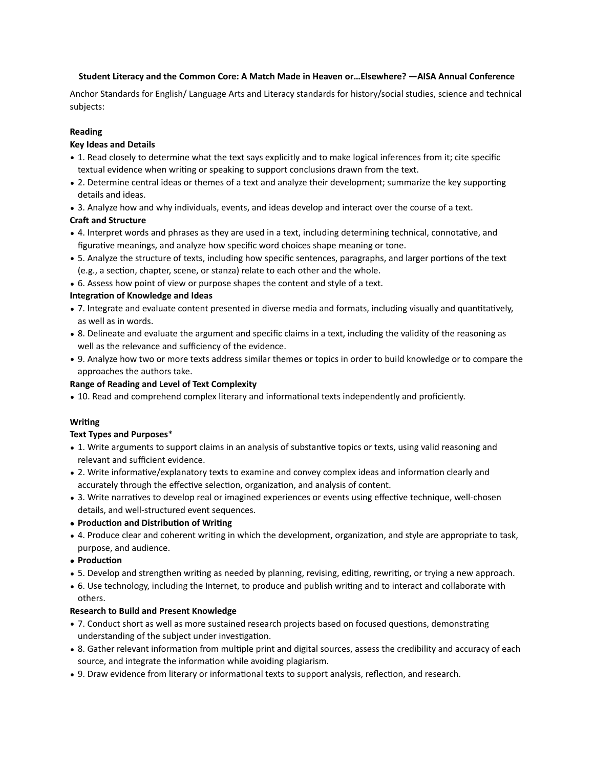**Student Literacy and the Common Core: A Match Made in Heaven or…Elsewhere? —AISA Annual Conference**

Anchor Standards for English/ Language Arts and Literacy standards for history/social studies, science and technical subjects:

**Reading**

**Key Ideas and Details**

- 1. Read closely to determine what the text says explicitly and to make logical inferences from it; cite specific textual evidence when writing or speaking to support conclusions drawn from the text.
- 2. Determine central ideas or themes of a text and analyze their development; summarize the key supporting details and ideas.
- 3. Analyze how and why individuals, events, and ideas develop and interact over the course of a text.

**Craft and Structure**

- 4. Interpret words and phrases as they are used in a text, including determining technical, connotative, and figurative meanings, and analyze how specific word choices shape meaning or tone.
- 5. Analyze the structure of texts, including how specific sentences, paragraphs, and larger portions of the text (e.g., a section, chapter, scene, or stanza) relate to each other and the whole.
- 6. Assess how point of view or purpose shapes the content and style of a text.

**Integration of Knowledge and Ideas**

- 7. Integrate and evaluate content presented in diverse media and formats, including visually and quantitatively, as well as in words.
- 8. Delineate and evaluate the argument and specific claims in a text, including the validity of the reasoning as well as the relevance and sufficiency of the evidence.
- 9. Analyze how two or more texts address similar themes or topics in order to build knowledge or to compare the approaches the authors take.

**Range of Reading and Level of Text Complexity**

- 10. Read and comprehend complex literary and informational texts independently and proficiently.

**Writing**

**Text Types and Purposes***

- 1. Write arguments to support claims in an analysis of substantive topics or texts, using valid reasoning and relevant and sufficient evidence.
- 2. Write informative/explanatory texts to examine and convey complex ideas and information clearly and accurately through the effective selection, organization, and analysis of content.
- 3. Write narratives to develop real or imagined experiences or events using effective technique, well-chosen details, and well-structured event sequences.
- **Production and Distribution of Writing**
- 4. Produce clear and coherent writing in which the development, organization, and style are appropriate to task, purpose, and audience.
- **Production**
- 5. Develop and strengthen writing as needed by planning, revising, editing, rewriting, or trying a new approach.
- 6. Use technology, including the Internet, to produce and publish writing and to interact and collaborate with others.

**Research to Build and Present Knowledge**

- 7. Conduct short as well as more sustained research projects based on focused questions, demonstrating understanding of the subject under investigation.
- 8. Gather relevant information from multiple print and digital sources, assess the credibility and accuracy of each source, and integrate the information while avoiding plagiarism.
- 9. Draw evidence from literary or informational texts to support analysis, reflection, and research.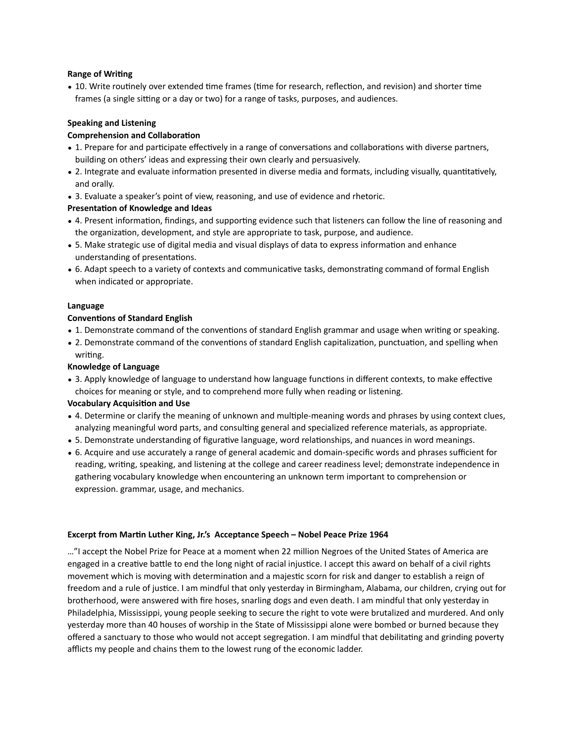**Range of Writing**

- 10. Write routinely over extended time frames (time for research, reflection, and revision) and shorter time frames (a single sitting or a day or two) for a range of tasks, purposes, and audiences.

**Speaking and Listening**

**Comprehension and Collaboration**

- 1. Prepare for and participate effectively in a range of conversations and collaborations with diverse partners, building on others' ideas and expressing their own clearly and persuasively.
- 2. Integrate and evaluate information presented in diverse media and formats, including visually, quantitatively, and orally.
- 3. Evaluate a speaker's point of view, reasoning, and use of evidence and rhetoric.

**Presentation of Knowledge and Ideas**

- 4. Present information, findings, and supporting evidence such that listeners can follow the line of reasoning and the organization, development, and style are appropriate to task, purpose, and audience.
- 5. Make strategic use of digital media and visual displays of data to express information and enhance understanding of presentations.
- 6. Adapt speech to a variety of contexts and communicative tasks, demonstrating command of formal English when indicated or appropriate.

**Language**

**Conventions of Standard English**

- 1. Demonstrate command of the conventions of standard English grammar and usage when writing or speaking.
- 2. Demonstrate command of the conventions of standard English capitalization, punctuation, and spelling when writing.

**Knowledge of Language**

- 3. Apply knowledge of language to understand how language functions in different contexts, to make effective choices for meaning or style, and to comprehend more fully when reading or listening.

**Vocabulary Acquisition and Use**

- 4. Determine or clarify the meaning of unknown and multiple-meaning words and phrases by using context clues, analyzing meaningful word parts, and consulting general and specialized reference materials, as appropriate.
- 5. Demonstrate understanding of figurative language, word relationships, and nuances in word meanings.
- 6. Acquire and use accurately a range of general academic and domain-specific words and phrases sufficient for reading, writing, speaking, and listening at the college and career readiness level; demonstrate independence in gathering vocabulary knowledge when encountering an unknown term important to comprehension or expression. grammar, usage, and mechanics.

**Excerpt from Martin Luther King, Jr.'s Acceptance Speech – Nobel Peace Prize 1964**

…"I accept the Nobel Prize for Peace at a moment when 22 million Negroes of the United States of America are engaged in a creative battle to end the long night of racial injustice. I accept this award on behalf of a civil rights movement which is moving with determination and a majestic scorn for risk and danger to establish a reign of freedom and a rule of justice. I am mindful that only yesterday in Birmingham, Alabama, our children, crying out for brotherhood, were answered with fire hoses, snarling dogs and even death. I am mindful that only yesterday in Philadelphia, Mississippi, young people seeking to secure the right to vote were brutalized and murdered. And only yesterday more than 40 houses of worship in the State of Mississippi alone were bombed or burned because they offered a sanctuary to those who would not accept segregation. I am mindful that debilitating and grinding poverty afflicts my people and chains them to the lowest rung of the economic ladder.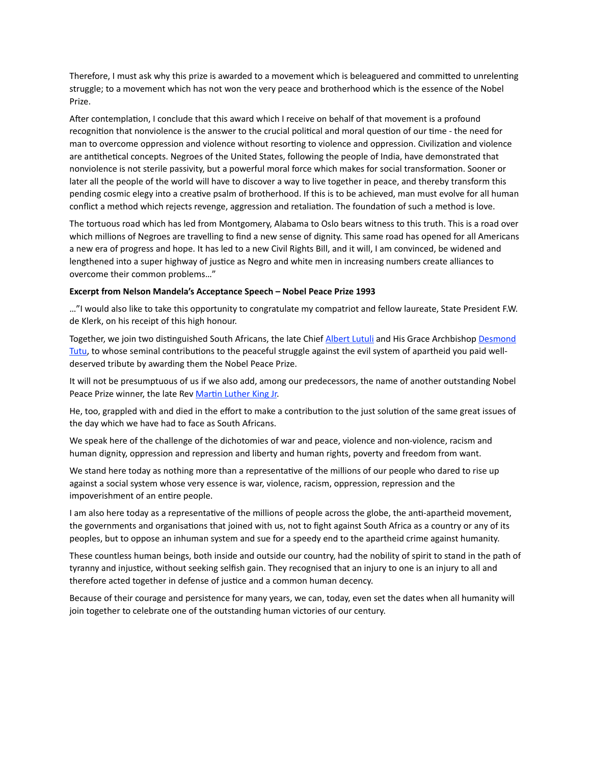Therefore, I must ask why this prize is awarded to a movement which is beleaguered and committed to unrelenting struggle; to a movement which has not won the very peace and brotherhood which is the essence of the Nobel Prize.

After contemplation, I conclude that this award which I receive on behalf of that movement is a profound recognition that nonviolence is the answer to the crucial political and moral question of our time - the need for man to overcome oppression and violence without resorting to violence and oppression. Civilization and violence are antithetical concepts. Negroes of the United States, following the people of India, have demonstrated that nonviolence is not sterile passivity, but a powerful moral force which makes for social transformation. Sooner or later all the people of the world will have to discover a way to live together in peace, and thereby transform this pending cosmic elegy into a creative psalm of brotherhood. If this is to be achieved, man must evolve for all human conflict a method which rejects revenge, aggression and retaliation. The foundation of such a method is love.

The tortuous road which has led from Montgomery, Alabama to Oslo bears witness to this truth. This is a road over which millions of Negroes are travelling to find a new sense of dignity. This same road has opened for all Americans a new era of progress and hope. It has led to a new Civil Rights Bill, and it will, I am convinced, be widened and lengthened into a super highway of justice as Negro and white men in increasing numbers create alliances to overcome their common problems…"

**Excerpt from Nelson Mandela's Acceptance Speech – Nobel Peace Prize 1993**

…"I would also like to take this opportunity to congratulate my compatriot and fellow laureate, State President F.W. de Klerk, on his receipt of this high honour.

Together, we join two distinguished South Africans, the late Chief Albert Lutuli and His Grace Archbishop Desmond Tutu, to whose seminal contributions to the peaceful struggle against the evil system of apartheid you paid well-deserved tribute by awarding them the Nobel Peace Prize.

It will not be presumptuous of us if we also add, among our predecessors, the name of another outstanding Nobel Peace Prize winner, the late Rev Martin Luther King Jr.

He, too, grappled with and died in the effort to make a contribution to the just solution of the same great issues of the day which we have had to face as South Africans.

We speak here of the challenge of the dichotomies of war and peace, violence and non-violence, racism and human dignity, oppression and repression and liberty and human rights, poverty and freedom from want.

We stand here today as nothing more than a representative of the millions of our people who dared to rise up against a social system whose very essence is war, violence, racism, oppression, repression and the impoverishment of an entire people.

I am also here today as a representative of the millions of people across the globe, the anti-apartheid movement, the governments and organisations that joined with us, not to fight against South Africa as a country or any of its peoples, but to oppose an inhuman system and sue for a speedy end to the apartheid crime against humanity.

These countless human beings, both inside and outside our country, had the nobility of spirit to stand in the path of tyranny and injustice, without seeking selfish gain. They recognised that an injury to one is an injury to all and therefore acted together in defense of justice and a common human decency.

Because of their courage and persistence for many years, we can, today, even set the dates when all humanity will join together to celebrate one of the outstanding human victories of our century.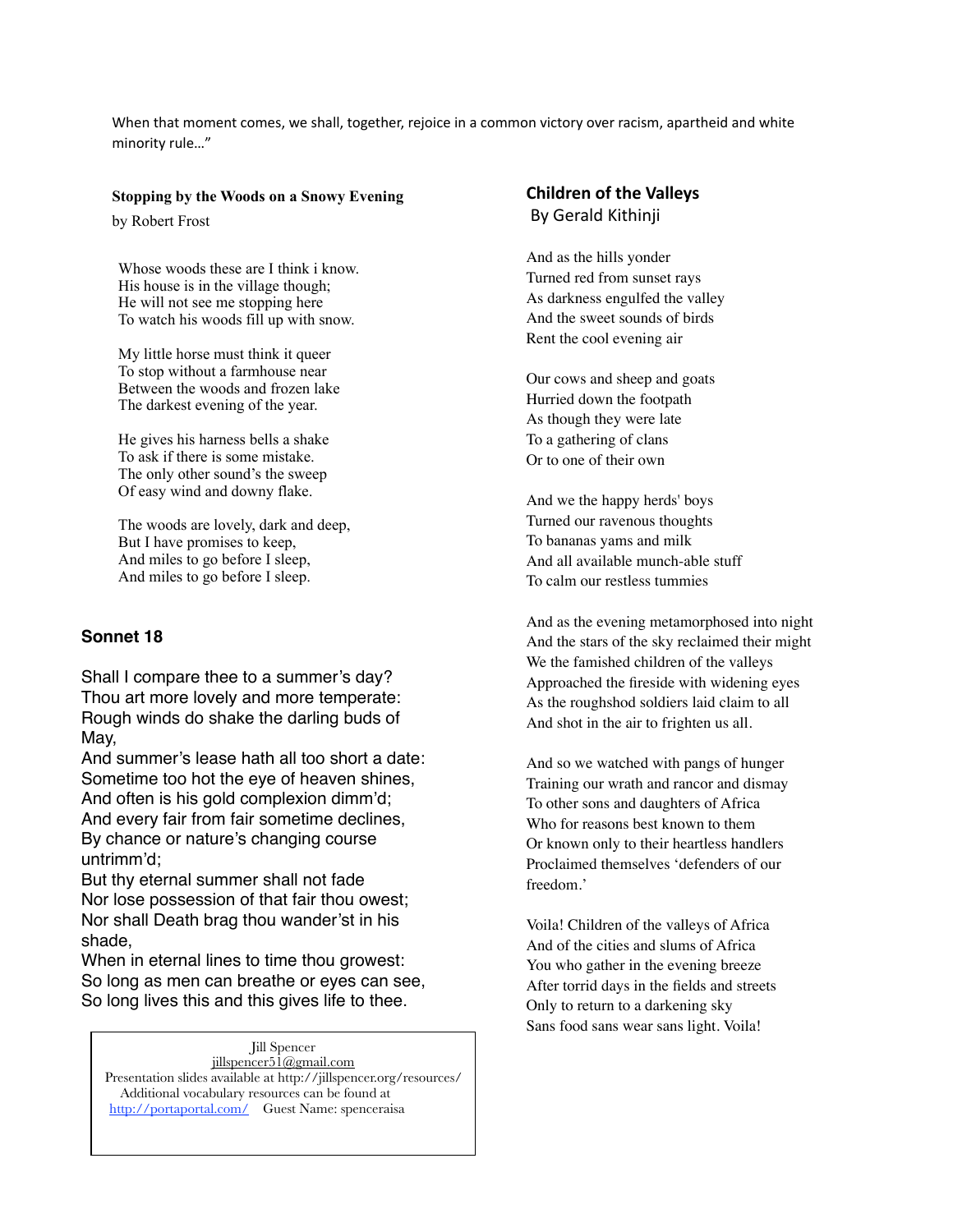When that moment comes, we shall, together, rejoice in a common victory over racism, apartheid and white minority rule…"

**Stopping by the Woods on a Snowy Evening**

by Robert Frost

Whose woods these are I think i know.
His house is in the village though;
He will not see me stopping here
To watch his woods fill up with snow.

My little horse must think it queer
To stop without a farmhouse near
Between the woods and frozen lake
The darkest evening of the year.

He gives his harness bells a shake
To ask if there is some mistake.
The only other sound's the sweep
Of easy wind and downy flake.

The woods are lovely, dark and deep,
But I have promises to keep,
And miles to go before I sleep,
And miles to go before I sleep.

**Sonnet 18**

Shall I compare thee to a summer's day?
Thou art more lovely and more temperate:
Rough winds do shake the darling buds of May,
And summer's lease hath all too short a date:
Sometime too hot the eye of heaven shines,
And often is his gold complexion dimm'd;
And every fair from fair sometime declines,
By chance or nature's changing course untrimm'd;
But thy eternal summer shall not fade
Nor lose possession of that fair thou owest;
Nor shall Death brag thou wander'st in his shade,
When in eternal lines to time thou growest:
So long as men can breathe or eyes can see,
So long lives this and this gives life to thee.

Jill Spencer
jillspencer51@gmail.com
Presentation slides available at http://jillspencer.org/resources/
Additional vocabulary resources can be found at
http://portaportal.com/ Guest Name: spenceraisa

**Children of the Valleys**
By Gerald Kithinji

And as the hills yonder
Turned red from sunset rays
As darkness engulfed the valley
And the sweet sounds of birds
Rent the cool evening air

Our cows and sheep and goats
Hurried down the footpath
As though they were late
To a gathering of clans
Or to one of their own

And we the happy herds' boys
Turned our ravenous thoughts
To bananas yams and milk
And all available munch-able stuff
To calm our restless tummies

And as the evening metamorphosed into night
And the stars of the sky reclaimed their might
We the famished children of the valleys
Approached the fireside with widening eyes
As the roughshod soldiers laid claim to all
And shot in the air to frighten us all.

And so we watched with pangs of hunger
Training our wrath and rancor and dismay
To other sons and daughters of Africa
Who for reasons best known to them
Or known only to their heartless handlers
Proclaimed themselves 'defenders of our freedom.'

Voila! Children of the valleys of Africa
And of the cities and slums of Africa
You who gather in the evening breeze
After torrid days in the fields and streets
Only to return to a darkening sky
Sans food sans wear sans light. Voila!